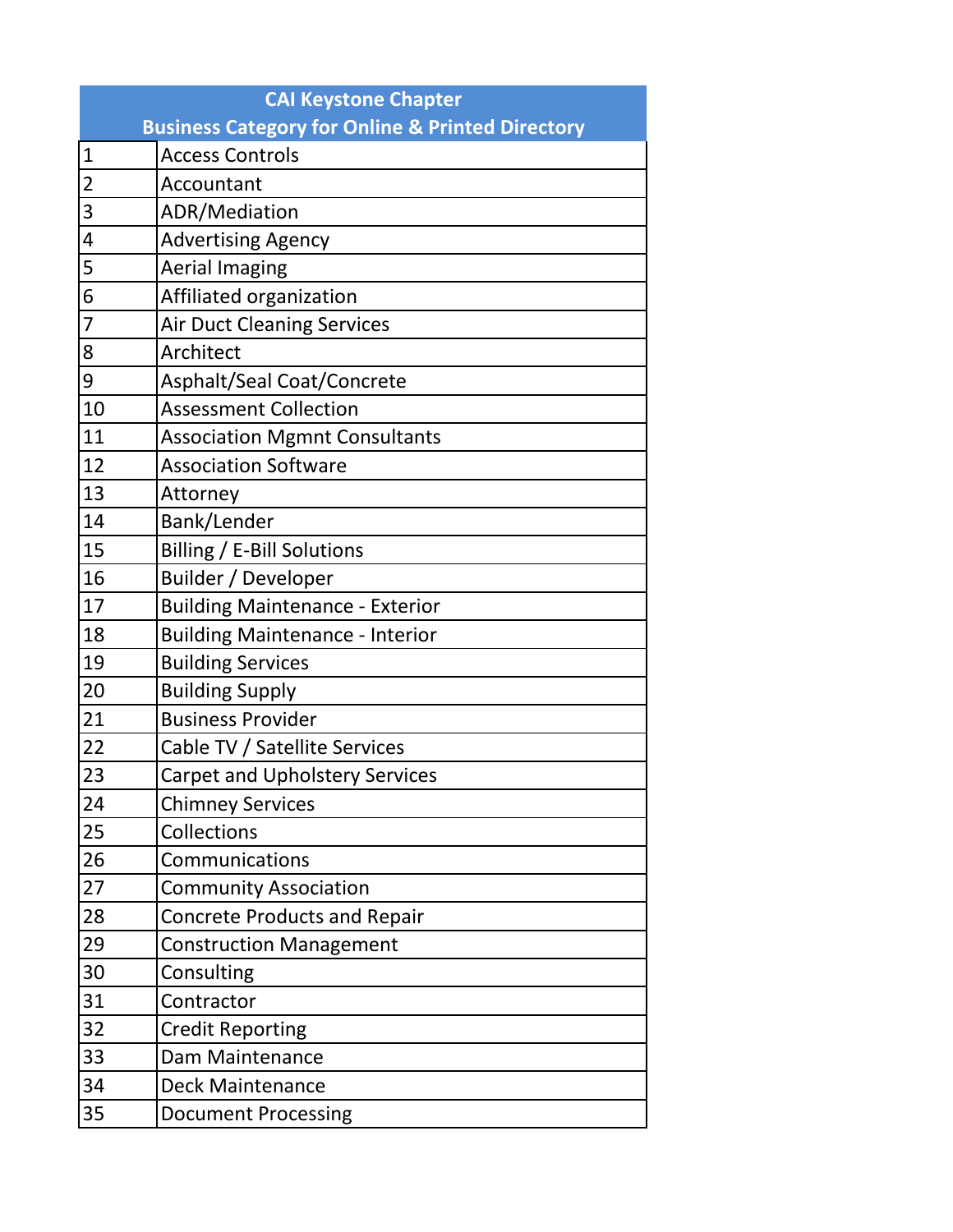| CAI Keystone Chapter<br>Business Category for Online & Printed Directory | |
|---|---|
| 1 | Access Controls |
| 2 | Accountant |
| 3 | ADR/Mediation |
| 4 | Advertising Agency |
| 5 | Aerial Imaging |
| 6 | Affiliated organization |
| 7 | Air Duct Cleaning Services |
| 8 | Architect |
| 9 | Asphalt/Seal Coat/Concrete |
| 10 | Assessment Collection |
| 11 | Association Mgmnt Consultants |
| 12 | Association Software |
| 13 | Attorney |
| 14 | Bank/Lender |
| 15 | Billing / E-Bill Solutions |
| 16 | Builder / Developer |
| 17 | Building Maintenance - Exterior |
| 18 | Building Maintenance - Interior |
| 19 | Building Services |
| 20 | Building Supply |
| 21 | Business Provider |
| 22 | Cable TV / Satellite Services |
| 23 | Carpet and Upholstery Services |
| 24 | Chimney Services |
| 25 | Collections |
| 26 | Communications |
| 27 | Community Association |
| 28 | Concrete Products and Repair |
| 29 | Construction Management |
| 30 | Consulting |
| 31 | Contractor |
| 32 | Credit Reporting |
| 33 | Dam Maintenance |
| 34 | Deck Maintenance |
| 35 | Document Processing |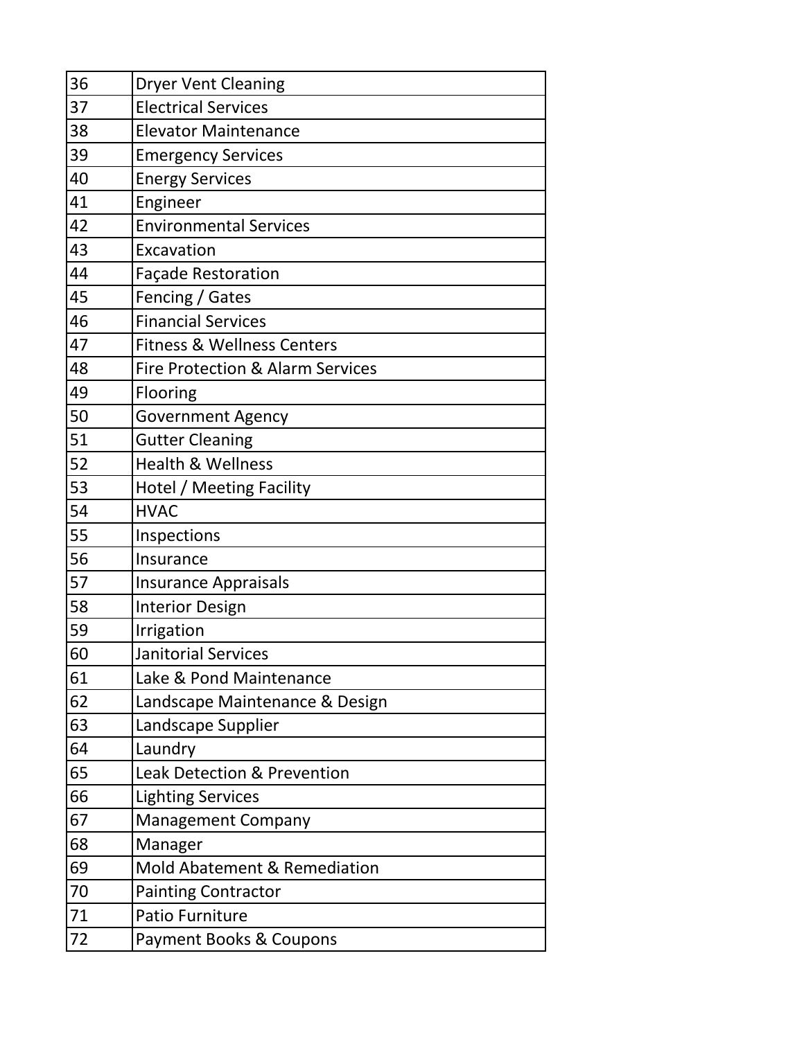| 36 | Dryer Vent Cleaning |
|---|---|
| 37 | Electrical Services |
| 38 | Elevator Maintenance |
| 39 | Emergency Services |
| 40 | Energy Services |
| 41 | Engineer |
| 42 | Environmental Services |
| 43 | Excavation |
| 44 | Façade Restoration |
| 45 | Fencing / Gates |
| 46 | Financial Services |
| 47 | Fitness & Wellness Centers |
| 48 | Fire Protection & Alarm Services |
| 49 | Flooring |
| 50 | Government Agency |
| 51 | Gutter Cleaning |
| 52 | Health & Wellness |
| 53 | Hotel / Meeting Facility |
| 54 | HVAC |
| 55 | Inspections |
| 56 | Insurance |
| 57 | Insurance Appraisals |
| 58 | Interior Design |
| 59 | Irrigation |
| 60 | Janitorial Services |
| 61 | Lake & Pond Maintenance |
| 62 | Landscape Maintenance & Design |
| 63 | Landscape Supplier |
| 64 | Laundry |
| 65 | Leak Detection & Prevention |
| 66 | Lighting Services |
| 67 | Management Company |
| 68 | Manager |
| 69 | Mold Abatement & Remediation |
| 70 | Painting Contractor |
| 71 | Patio Furniture |
| 72 | Payment Books & Coupons |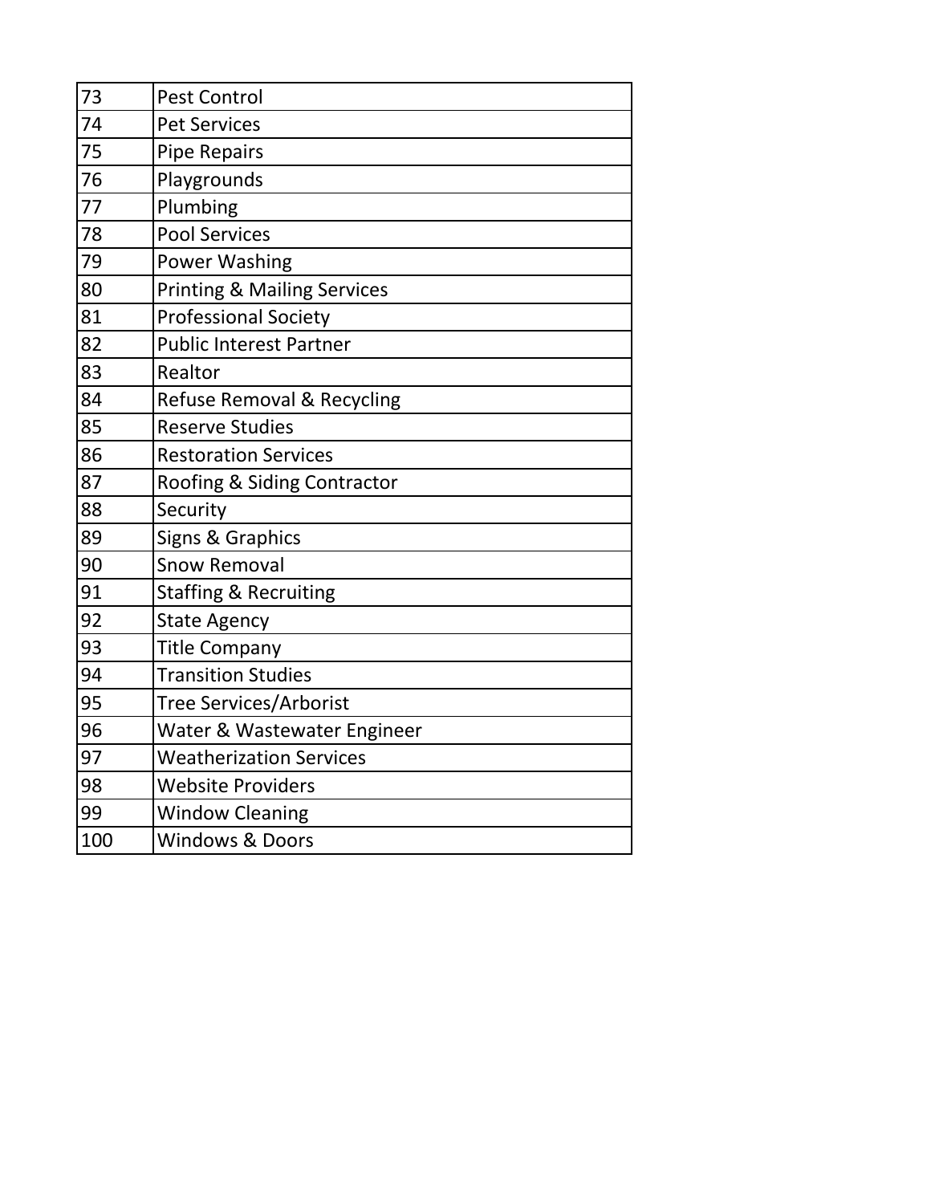| | |
|---|---|
| 73 | Pest Control |
| 74 | Pet Services |
| 75 | Pipe Repairs |
| 76 | Playgrounds |
| 77 | Plumbing |
| 78 | Pool Services |
| 79 | Power Washing |
| 80 | Printing & Mailing Services |
| 81 | Professional Society |
| 82 | Public Interest Partner |
| 83 | Realtor |
| 84 | Refuse Removal & Recycling |
| 85 | Reserve Studies |
| 86 | Restoration Services |
| 87 | Roofing & Siding Contractor |
| 88 | Security |
| 89 | Signs & Graphics |
| 90 | Snow Removal |
| 91 | Staffing & Recruiting |
| 92 | State Agency |
| 93 | Title Company |
| 94 | Transition Studies |
| 95 | Tree Services/Arborist |
| 96 | Water & Wastewater Engineer |
| 97 | Weatherization Services |
| 98 | Website Providers |
| 99 | Window Cleaning |
| 100 | Windows & Doors |